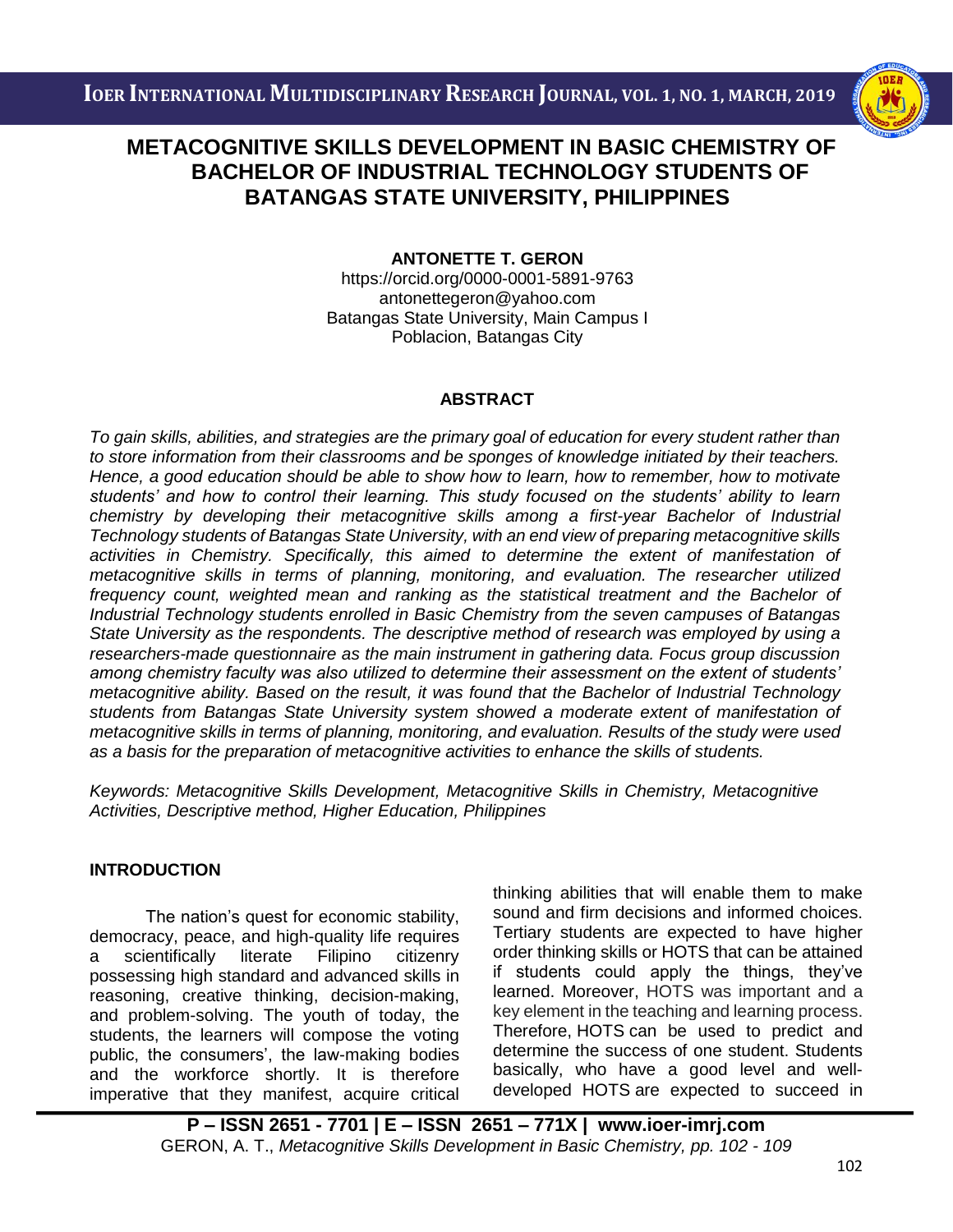# METACOGNITIVE SKILLS DEVELOPMENT IN BASIC CHEMISTRY OF BACHELOR OF INDUSTRIAL TECHNOLOGY STUDENTS OF BATANGAS STATE UNIVERSITY, PHILIPPINES

**ANTONETTE T. GERON**
https://orcid.org/0000-0001-5891-9763
antonettegeron@yahoo.com
Batangas State University, Main Campus I
Poblacion, Batangas City

## ABSTRACT

*To gain skills, abilities, and strategies are the primary goal of education for every student rather than to store information from their classrooms and be sponges of knowledge initiated by their teachers. Hence, a good education should be able to show how to learn, how to remember, how to motivate students' and how to control their learning. This study focused on the students' ability to learn chemistry by developing their metacognitive skills among a first-year Bachelor of Industrial Technology students of Batangas State University, with an end view of preparing metacognitive skills activities in Chemistry. Specifically, this aimed to determine the extent of manifestation of metacognitive skills in terms of planning, monitoring, and evaluation. The researcher utilized frequency count, weighted mean and ranking as the statistical treatment and the Bachelor of Industrial Technology students enrolled in Basic Chemistry from the seven campuses of Batangas State University as the respondents. The descriptive method of research was employed by using a researchers-made questionnaire as the main instrument in gathering data. Focus group discussion among chemistry faculty was also utilized to determine their assessment on the extent of students' metacognitive ability. Based on the result, it was found that the Bachelor of Industrial Technology students from Batangas State University system showed a moderate extent of manifestation of metacognitive skills in terms of planning, monitoring, and evaluation. Results of the study were used as a basis for the preparation of metacognitive activities to enhance the skills of students.*

*Keywords: Metacognitive Skills Development, Metacognitive Skills in Chemistry, Metacognitive Activities, Descriptive method, Higher Education, Philippines*

## INTRODUCTION

The nation's quest for economic stability, democracy, peace, and high-quality life requires a scientifically literate Filipino citizenry possessing high standard and advanced skills in reasoning, creative thinking, decision-making, and problem-solving. The youth of today, the students, the learners will compose the voting public, the consumers', the law-making bodies and the workforce shortly. It is therefore imperative that they manifest, acquire critical thinking abilities that will enable them to make sound and firm decisions and informed choices. Tertiary students are expected to have higher order thinking skills or HOTS that can be attained if students could apply the things, they've learned. Moreover, HOTS was important and a key element in the teaching and learning process. Therefore, HOTS can be used to predict and determine the success of one student. Students basically, who have a good level and well-developed HOTS are expected to succeed in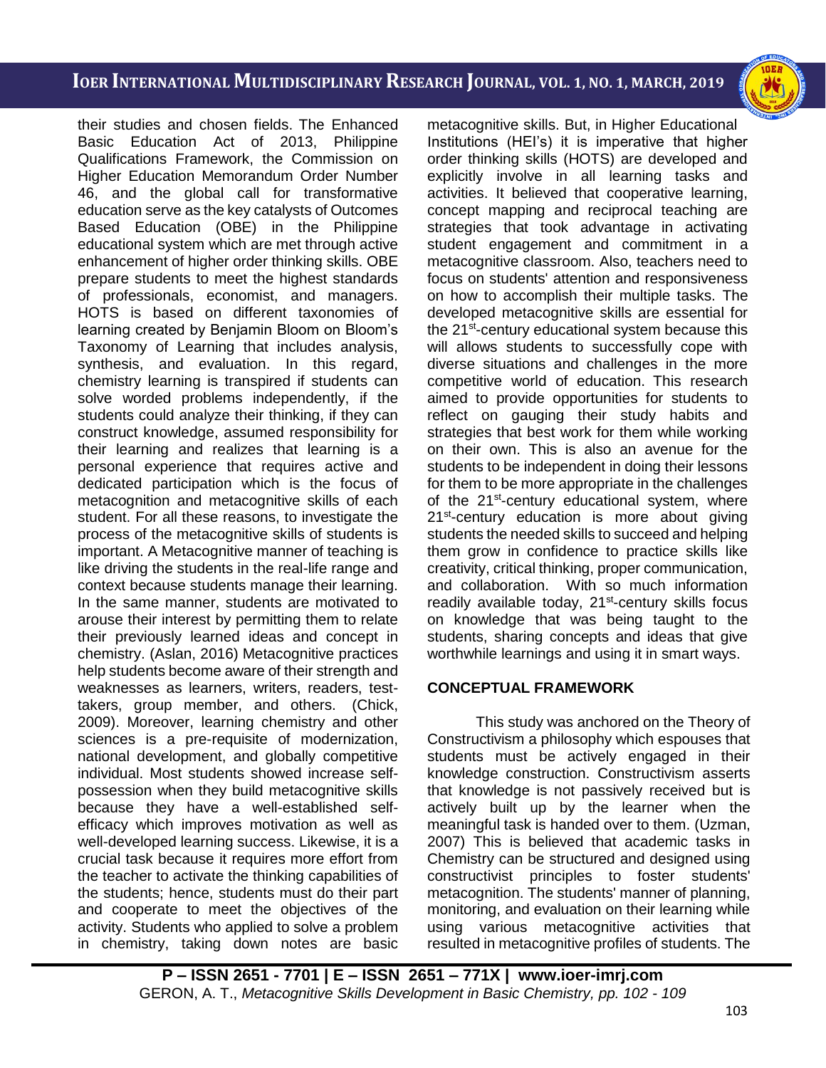their studies and chosen fields. The Enhanced Basic Education Act of 2013, Philippine Qualifications Framework, the Commission on Higher Education Memorandum Order Number 46, and the global call for transformative education serve as the key catalysts of Outcomes Based Education (OBE) in the Philippine educational system which are met through active enhancement of higher order thinking skills. OBE prepare students to meet the highest standards of professionals, economist, and managers. HOTS is based on different taxonomies of learning created by Benjamin Bloom on Bloom's Taxonomy of Learning that includes analysis, synthesis, and evaluation. In this regard, chemistry learning is transpired if students can solve worded problems independently, if the students could analyze their thinking, if they can construct knowledge, assumed responsibility for their learning and realizes that learning is a personal experience that requires active and dedicated participation which is the focus of metacognition and metacognitive skills of each student. For all these reasons, to investigate the process of the metacognitive skills of students is important. A Metacognitive manner of teaching is like driving the students in the real-life range and context because students manage their learning. In the same manner, students are motivated to arouse their interest by permitting them to relate their previously learned ideas and concept in chemistry. (Aslan, 2016) Metacognitive practices help students become aware of their strength and weaknesses as learners, writers, readers, test-takers, group member, and others. (Chick, 2009). Moreover, learning chemistry and other sciences is a pre-requisite of modernization, national development, and globally competitive individual. Most students showed increase self-possession when they build metacognitive skills because they have a well-established self-efficacy which improves motivation as well as well-developed learning success. Likewise, it is a crucial task because it requires more effort from the teacher to activate the thinking capabilities of the students; hence, students must do their part and cooperate to meet the objectives of the activity. Students who applied to solve a problem in chemistry, taking down notes are basic metacognitive skills. But, in Higher Educational Institutions (HEI's) it is imperative that higher order thinking skills (HOTS) are developed and explicitly involve in all learning tasks and activities. It believed that cooperative learning, concept mapping and reciprocal teaching are strategies that took advantage in activating student engagement and commitment in a metacognitive classroom. Also, teachers need to focus on students' attention and responsiveness on how to accomplish their multiple tasks. The developed metacognitive skills are essential for the 21st-century educational system because this will allows students to successfully cope with diverse situations and challenges in the more competitive world of education. This research aimed to provide opportunities for students to reflect on gauging their study habits and strategies that best work for them while working on their own. This is also an avenue for the students to be independent in doing their lessons for them to be more appropriate in the challenges of the 21st-century educational system, where 21st-century education is more about giving students the needed skills to succeed and helping them grow in confidence to practice skills like creativity, critical thinking, proper communication, and collaboration. With so much information readily available today, 21st-century skills focus on knowledge that was being taught to the students, sharing concepts and ideas that give worthwhile learnings and using it in smart ways.

## CONCEPTUAL FRAMEWORK

This study was anchored on the Theory of Constructivism a philosophy which espouses that students must be actively engaged in their knowledge construction. Constructivism asserts that knowledge is not passively received but is actively built up by the learner when the meaningful task is handed over to them. (Uzman, 2007) This is believed that academic tasks in Chemistry can be structured and designed using constructivist principles to foster students' metacognition. The students' manner of planning, monitoring, and evaluation on their learning while using various metacognitive activities that resulted in metacognitive profiles of students. The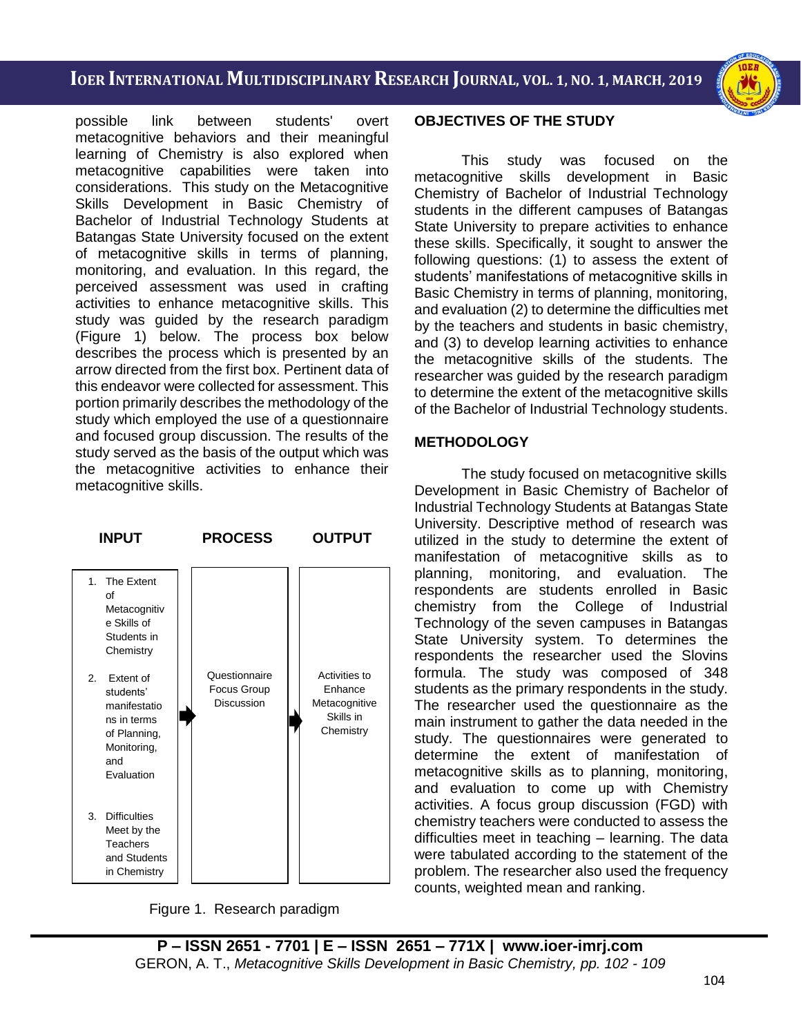possible link between students' overt metacognitive behaviors and their meaningful learning of Chemistry is also explored when metacognitive capabilities were taken into considerations. This study on the Metacognitive Skills Development in Basic Chemistry of Bachelor of Industrial Technology Students at Batangas State University focused on the extent of metacognitive skills in terms of planning, monitoring, and evaluation. In this regard, the perceived assessment was used in crafting activities to enhance metacognitive skills. This study was guided by the research paradigm (Figure 1) below. The process box below describes the process which is presented by an arrow directed from the first box. Pertinent data of this endeavor were collected for assessment. This portion primarily describes the methodology of the study which employed the use of a questionnaire and focused group discussion. The results of the study served as the basis of the output which was the metacognitive activities to enhance their metacognitive skills.

| INPUT | PROCESS | OUTPUT |
|---|---|---|
| 1. The Extent of Metacognitive Skills of Students in Chemistry<br>2. Extent of students' manifestations in terms of Planning, Monitoring, and Evaluation<br>3. Difficulties Meet by the Teachers and Students in Chemistry | Questionnaire<br>Focus Group Discussion | Activities to Enhance Metacognitive Skills in Chemistry |

Figure 1. Research paradigm

## OBJECTIVES OF THE STUDY

This study was focused on the metacognitive skills development in Basic Chemistry of Bachelor of Industrial Technology students in the different campuses of Batangas State University to prepare activities to enhance these skills. Specifically, it sought to answer the following questions: (1) to assess the extent of students' manifestations of metacognitive skills in Basic Chemistry in terms of planning, monitoring, and evaluation (2) to determine the difficulties met by the teachers and students in basic chemistry, and (3) to develop learning activities to enhance the metacognitive skills of the students. The researcher was guided by the research paradigm to determine the extent of the metacognitive skills of the Bachelor of Industrial Technology students.

## METHODOLOGY

The study focused on metacognitive skills Development in Basic Chemistry of Bachelor of Industrial Technology Students at Batangas State University. Descriptive method of research was utilized in the study to determine the extent of manifestation of metacognitive skills as to planning, monitoring, and evaluation. The respondents are students enrolled in Basic chemistry from the College of Industrial Technology of the seven campuses in Batangas State University system. To determines the respondents the researcher used the Slovins formula. The study was composed of 348 students as the primary respondents in the study. The researcher used the questionnaire as the main instrument to gather the data needed in the study. The questionnaires were generated to determine the extent of manifestation of metacognitive skills as to planning, monitoring, and evaluation to come up with Chemistry activities. A focus group discussion (FGD) with chemistry teachers were conducted to assess the difficulties meet in teaching – learning. The data were tabulated according to the statement of the problem. The researcher also used the frequency counts, weighted mean and ranking.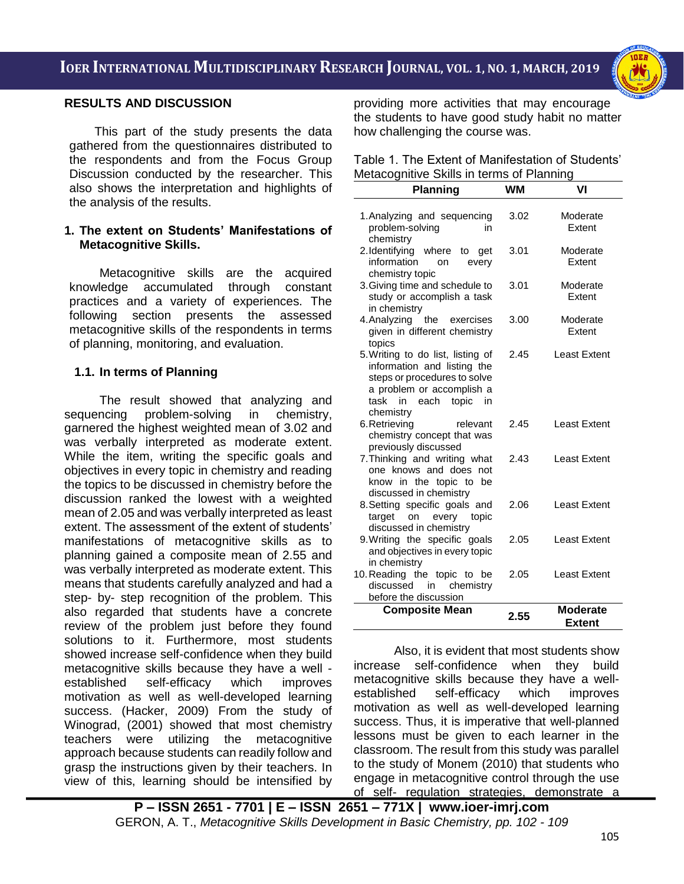## RESULTS AND DISCUSSION

This part of the study presents the data gathered from the questionnaires distributed to the respondents and from the Focus Group Discussion conducted by the researcher. This also shows the interpretation and highlights of the analysis of the results.

### 1. The extent on Students' Manifestations of Metacognitive Skills.

Metacognitive skills are the acquired knowledge accumulated through constant practices and a variety of experiences. The following section presents the assessed metacognitive skills of the respondents in terms of planning, monitoring, and evaluation.

#### 1.1. In terms of Planning

The result showed that analyzing and sequencing problem-solving in chemistry, garnered the highest weighted mean of 3.02 and was verbally interpreted as moderate extent. While the item, writing the specific goals and objectives in every topic in chemistry and reading the topics to be discussed in chemistry before the discussion ranked the lowest with a weighted mean of 2.05 and was verbally interpreted as least extent. The assessment of the extent of students' manifestations of metacognitive skills as to planning gained a composite mean of 2.55 and was verbally interpreted as moderate extent. This means that students carefully analyzed and had a step- by- step recognition of the problem. This also regarded that students have a concrete review of the problem just before they found solutions to it. Furthermore, most students showed increase self-confidence when they build metacognitive skills because they have a well - established self-efficacy which improves motivation as well as well-developed learning success. (Hacker, 2009) From the study of Winograd, (2001) showed that most chemistry teachers were utilizing the metacognitive approach because students can readily follow and grasp the instructions given by their teachers. In view of this, learning should be intensified by providing more activities that may encourage the students to have good study habit no matter how challenging the course was.

Table 1. The Extent of Manifestation of Students' Metacognitive Skills in terms of Planning

| Planning | WM | VI |
|---|---|---|
| 1. Analyzing and sequencing problem-solving in chemistry | 3.02 | Moderate Extent |
| 2. Identifying where to get information on every chemistry topic | 3.01 | Moderate Extent |
| 3. Giving time and schedule to study or accomplish a task in chemistry | 3.01 | Moderate Extent |
| 4. Analyzing the exercises given in different chemistry topics | 3.00 | Moderate Extent |
| 5. Writing to do list, listing of information and listing the steps or procedures to solve a problem or accomplish a task in each topic in chemistry | 2.45 | Least Extent |
| 6. Retrieving relevant chemistry concept that was previously discussed | 2.45 | Least Extent |
| 7. Thinking and writing what one knows and does not know in the topic to be discussed in chemistry | 2.43 | Least Extent |
| 8. Setting specific goals and target on every topic discussed in chemistry | 2.06 | Least Extent |
| 9. Writing the specific goals and objectives in every topic in chemistry | 2.05 | Least Extent |
| 10. Reading the topic to be discussed in chemistry before the discussion | 2.05 | Least Extent |
| **Composite Mean** | **2.55** | **Moderate Extent** |

Also, it is evident that most students show increase self-confidence when they build metacognitive skills because they have a well-established self-efficacy which improves motivation as well as well-developed learning success. Thus, it is imperative that well-planned lessons must be given to each learner in the classroom. The result from this study was parallel to the study of Monem (2010) that students who engage in metacognitive control through the use of self- regulation strategies, demonstrate a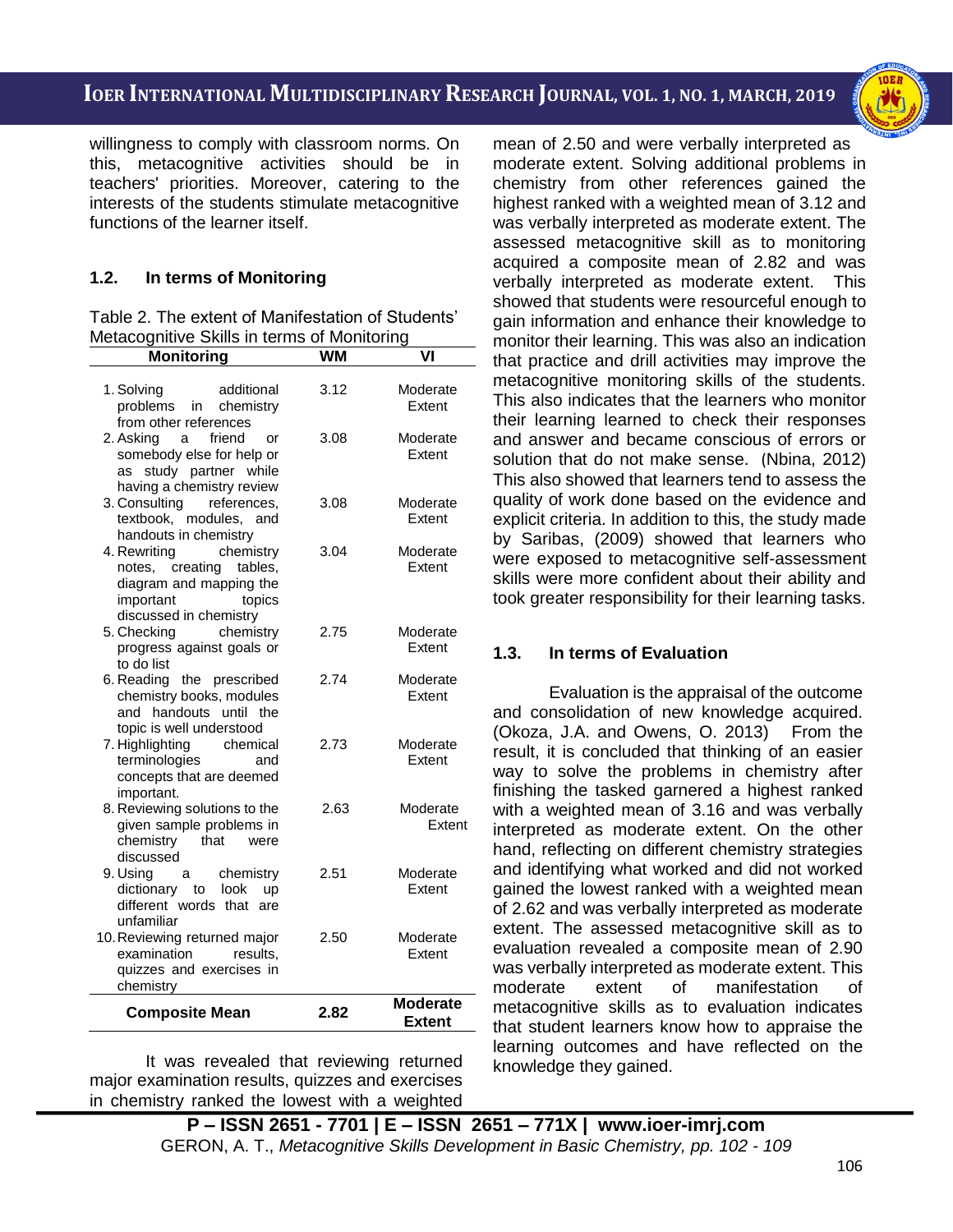willingness to comply with classroom norms. On this, metacognitive activities should be in teachers' priorities. Moreover, catering to the interests of the students stimulate metacognitive functions of the learner itself.

### 1.2. In terms of Monitoring

Table 2. The extent of Manifestation of Students' Metacognitive Skills in terms of Monitoring

| Monitoring | WM | VI |
|---|---|---|
| 1. Solving additional problems in chemistry from other references | 3.12 | Moderate Extent |
| 2. Asking a friend or somebody else for help or as study partner while having a chemistry review | 3.08 | Moderate Extent |
| 3. Consulting references, textbook, modules, and handouts in chemistry | 3.08 | Moderate Extent |
| 4. Rewriting chemistry notes, creating tables, diagram and mapping the important topics discussed in chemistry | 3.04 | Moderate Extent |
| 5. Checking chemistry progress against goals or to do list | 2.75 | Moderate Extent |
| 6. Reading the prescribed chemistry books, modules and handouts until the topic is well understood | 2.74 | Moderate Extent |
| 7. Highlighting chemical terminologies and concepts that are deemed important. | 2.73 | Moderate Extent |
| 8. Reviewing solutions to the given sample problems in chemistry that were discussed | 2.63 | Moderate Extent |
| 9. Using a chemistry dictionary to look up different words that are unfamiliar | 2.51 | Moderate Extent |
| 10. Reviewing returned major examination results, quizzes and exercises in chemistry | 2.50 | Moderate Extent |
| **Composite Mean** | **2.82** | **Moderate Extent** |

It was revealed that reviewing returned major examination results, quizzes and exercises in chemistry ranked the lowest with a weighted mean of 2.50 and were verbally interpreted as moderate extent. Solving additional problems in chemistry from other references gained the highest ranked with a weighted mean of 3.12 and was verbally interpreted as moderate extent. The assessed metacognitive skill as to monitoring acquired a composite mean of 2.82 and was verbally interpreted as moderate extent. This showed that students were resourceful enough to gain information and enhance their knowledge to monitor their learning. This was also an indication that practice and drill activities may improve the metacognitive monitoring skills of the students. This also indicates that the learners who monitor their learning learned to check their responses and answer and became conscious of errors or solution that do not make sense. (Nbina, 2012) This also showed that learners tend to assess the quality of work done based on the evidence and explicit criteria. In addition to this, the study made by Saribas, (2009) showed that learners who were exposed to metacognitive self-assessment skills were more confident about their ability and took greater responsibility for their learning tasks.

### 1.3. In terms of Evaluation

Evaluation is the appraisal of the outcome and consolidation of new knowledge acquired. (Okoza, J.A. and Owens, O. 2013) From the result, it is concluded that thinking of an easier way to solve the problems in chemistry after finishing the tasked garnered a highest ranked with a weighted mean of 3.16 and was verbally interpreted as moderate extent. On the other hand, reflecting on different chemistry strategies and identifying what worked and did not worked gained the lowest ranked with a weighted mean of 2.62 and was verbally interpreted as moderate extent. The assessed metacognitive skill as to evaluation revealed a composite mean of 2.90 was verbally interpreted as moderate extent. This moderate extent of manifestation of metacognitive skills as to evaluation indicates that student learners know how to appraise the learning outcomes and have reflected on the knowledge they gained.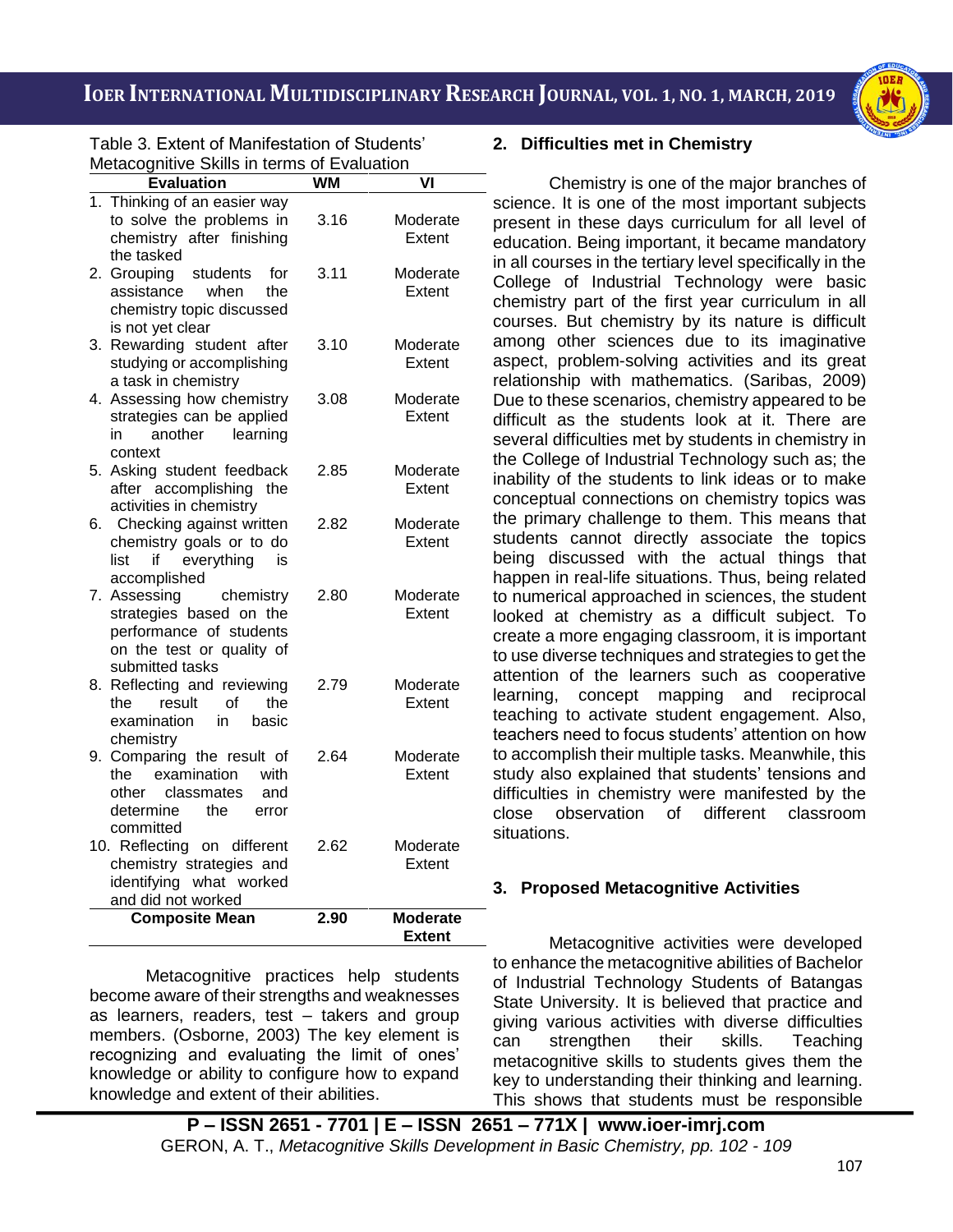Table 3. Extent of Manifestation of Students' Metacognitive Skills in terms of Evaluation

| Evaluation | WM | VI |
|---|---|---|
| 1. Thinking of an easier way to solve the problems in chemistry after finishing the tasked | 3.16 | Moderate Extent |
| 2. Grouping students for assistance when the chemistry topic discussed is not yet clear | 3.11 | Moderate Extent |
| 3. Rewarding student after studying or accomplishing a task in chemistry | 3.10 | Moderate Extent |
| 4. Assessing how chemistry strategies can be applied in another learning context | 3.08 | Moderate Extent |
| 5. Asking student feedback after accomplishing the activities in chemistry | 2.85 | Moderate Extent |
| 6. Checking against written chemistry goals or to do list if everything is accomplished | 2.82 | Moderate Extent |
| 7. Assessing chemistry strategies based on the performance of students on the test or quality of submitted tasks | 2.80 | Moderate Extent |
| 8. Reflecting and reviewing the result of the examination in basic chemistry | 2.79 | Moderate Extent |
| 9. Comparing the result of the examination with other classmates and determine the error committed | 2.64 | Moderate Extent |
| 10. Reflecting on different chemistry strategies and identifying what worked and did not worked | 2.62 | Moderate Extent |
| **Composite Mean** | **2.90** | **Moderate Extent** |

Metacognitive practices help students become aware of their strengths and weaknesses as learners, readers, test – takers and group members. (Osborne, 2003) The key element is recognizing and evaluating the limit of ones' knowledge or ability to configure how to expand knowledge and extent of their abilities.

## 2. Difficulties met in Chemistry

Chemistry is one of the major branches of science. It is one of the most important subjects present in these days curriculum for all level of education. Being important, it became mandatory in all courses in the tertiary level specifically in the College of Industrial Technology were basic chemistry part of the first year curriculum in all courses. But chemistry by its nature is difficult among other sciences due to its imaginative aspect, problem-solving activities and its great relationship with mathematics. (Saribas, 2009) Due to these scenarios, chemistry appeared to be difficult as the students look at it. There are several difficulties met by students in chemistry in the College of Industrial Technology such as; the inability of the students to link ideas or to make conceptual connections on chemistry topics was the primary challenge to them. This means that students cannot directly associate the topics being discussed with the actual things that happen in real-life situations. Thus, being related to numerical approached in sciences, the student looked at chemistry as a difficult subject. To create a more engaging classroom, it is important to use diverse techniques and strategies to get the attention of the learners such as cooperative learning, concept mapping and reciprocal teaching to activate student engagement. Also, teachers need to focus students' attention on how to accomplish their multiple tasks. Meanwhile, this study also explained that students' tensions and difficulties in chemistry were manifested by the close observation of different classroom situations.

## 3. Proposed Metacognitive Activities

Metacognitive activities were developed to enhance the metacognitive abilities of Bachelor of Industrial Technology Students of Batangas State University. It is believed that practice and giving various activities with diverse difficulties can strengthen their skills. Teaching metacognitive skills to students gives them the key to understanding their thinking and learning. This shows that students must be responsible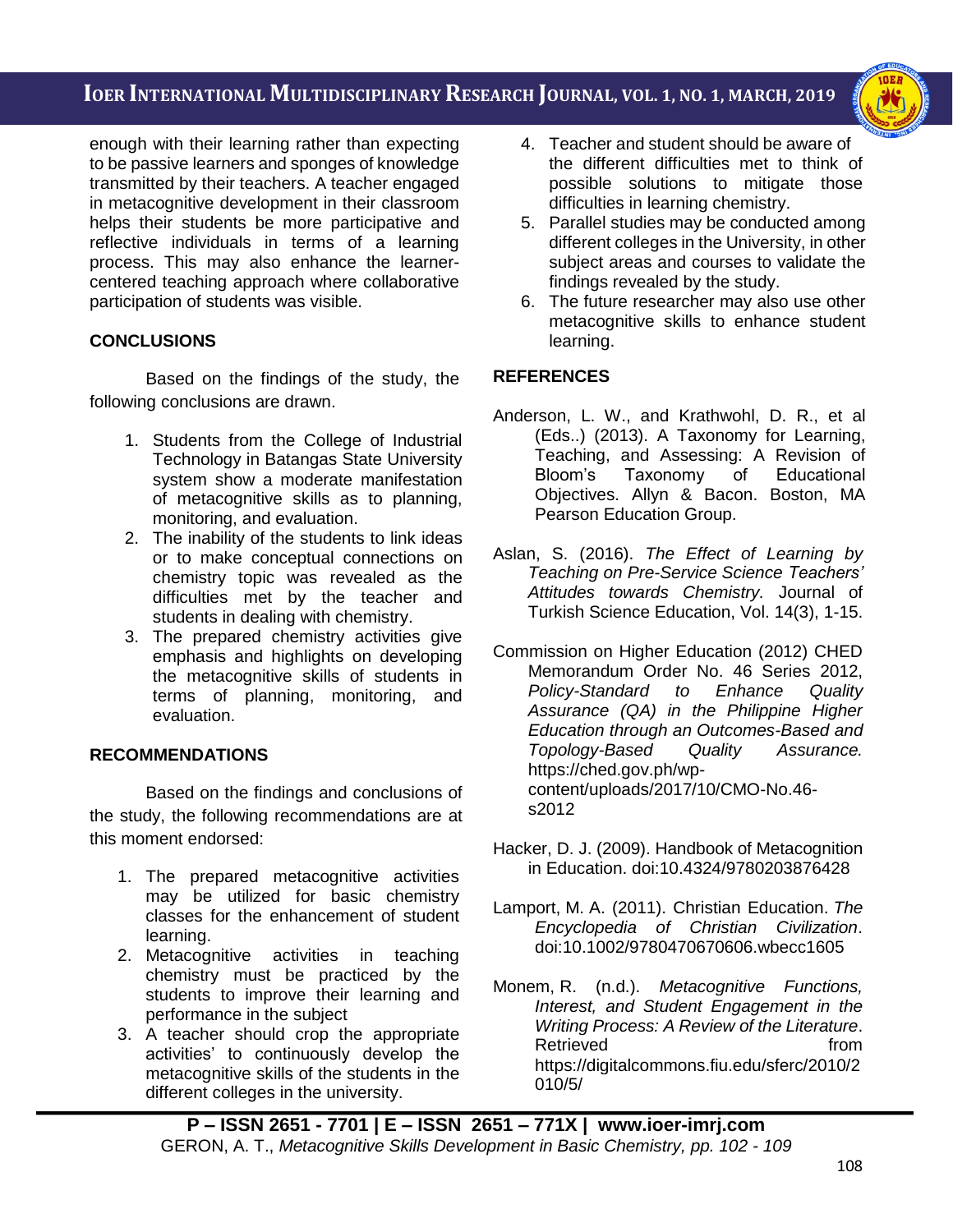enough with their learning rather than expecting to be passive learners and sponges of knowledge transmitted by their teachers. A teacher engaged in metacognitive development in their classroom helps their students be more participative and reflective individuals in terms of a learning process. This may also enhance the learner-centered teaching approach where collaborative participation of students was visible.

## CONCLUSIONS

Based on the findings of the study, the following conclusions are drawn.

1. Students from the College of Industrial Technology in Batangas State University system show a moderate manifestation of metacognitive skills as to planning, monitoring, and evaluation.
2. The inability of the students to link ideas or to make conceptual connections on chemistry topic was revealed as the difficulties met by the teacher and students in dealing with chemistry.
3. The prepared chemistry activities give emphasis and highlights on developing the metacognitive skills of students in terms of planning, monitoring, and evaluation.

## RECOMMENDATIONS

Based on the findings and conclusions of the study, the following recommendations are at this moment endorsed:

1. The prepared metacognitive activities may be utilized for basic chemistry classes for the enhancement of student learning.
2. Metacognitive activities in teaching chemistry must be practiced by the students to improve their learning and performance in the subject
3. A teacher should crop the appropriate activities' to continuously develop the metacognitive skills of the students in the different colleges in the university.
4. Teacher and student should be aware of the different difficulties met to think of possible solutions to mitigate those difficulties in learning chemistry.
5. Parallel studies may be conducted among different colleges in the University, in other subject areas and courses to validate the findings revealed by the study.
6. The future researcher may also use other metacognitive skills to enhance student learning.

## REFERENCES

Anderson, L. W., and Krathwohl, D. R., et al (Eds..) (2013). A Taxonomy for Learning, Teaching, and Assessing: A Revision of Bloom's Taxonomy of Educational Objectives. Allyn & Bacon. Boston, MA Pearson Education Group.

Aslan, S. (2016). *The Effect of Learning by Teaching on Pre-Service Science Teachers' Attitudes towards Chemistry.* Journal of Turkish Science Education, Vol. 14(3), 1-15.

Commission on Higher Education (2012) CHED Memorandum Order No. 46 Series 2012, *Policy-Standard to Enhance Quality Assurance (QA) in the Philippine Higher Education through an Outcomes-Based and Topology-Based Quality Assurance.* https://ched.gov.ph/wp-content/uploads/2017/10/CMO-No.46-s2012

Hacker, D. J. (2009). Handbook of Metacognition in Education. doi:10.4324/9780203876428

Lamport, M. A. (2011). Christian Education. *The Encyclopedia of Christian Civilization*. doi:10.1002/9780470670606.wbecc1605

Monem, R. (n.d.). *Metacognitive Functions, Interest, and Student Engagement in the Writing Process: A Review of the Literature*. Retrieved from https://digitalcommons.fiu.edu/sferc/2010/2010/5/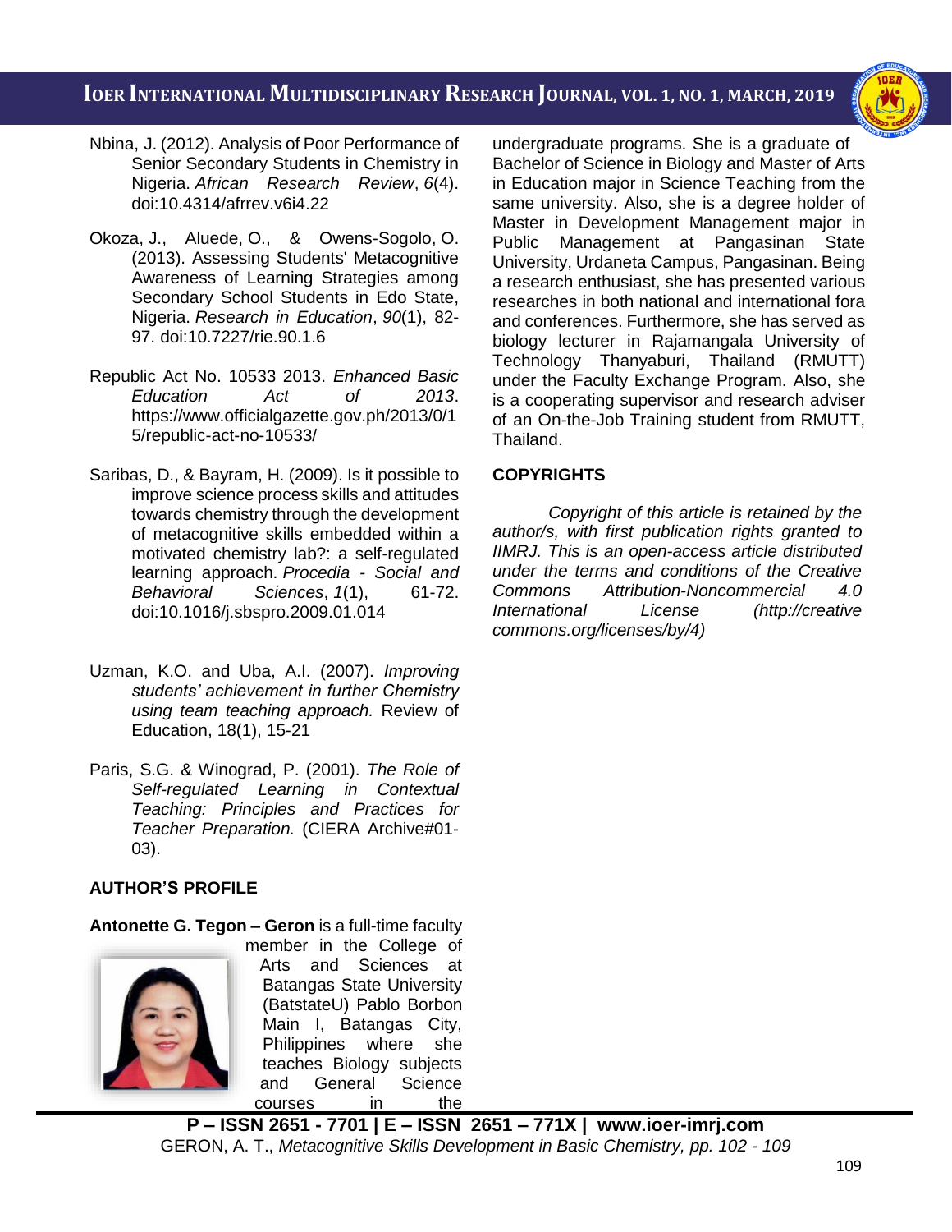Nbina, J. (2012). Analysis of Poor Performance of Senior Secondary Students in Chemistry in Nigeria. *African Research Review*, *6*(4). doi:10.4314/afrrev.v6i4.22

Okoza, J., Aluede, O., & Owens-Sogolo, O. (2013). Assessing Students' Metacognitive Awareness of Learning Strategies among Secondary School Students in Edo State, Nigeria. *Research in Education*, *90*(1), 82-97. doi:10.7227/rie.90.1.6

Republic Act No. 10533 2013. *Enhanced Basic Education Act of 2013*. https://www.officialgazette.gov.ph/2013/0/15/republic-act-no-10533/

Saribas, D., & Bayram, H. (2009). Is it possible to improve science process skills and attitudes towards chemistry through the development of metacognitive skills embedded within a motivated chemistry lab?: a self-regulated learning approach. *Procedia - Social and Behavioral Sciences*, *1*(1), 61-72. doi:10.1016/j.sbspro.2009.01.014

Uzman, K.O. and Uba, A.I. (2007). *Improving students' achievement in further Chemistry using team teaching approach.* Review of Education, 18(1), 15-21

Paris, S.G. & Winograd, P. (2001). *The Role of Self-regulated Learning in Contextual Teaching: Principles and Practices for Teacher Preparation.* (CIERA Archive#01-03).

## AUTHOR'S PROFILE

**Antonette G. Tegon – Geron** is a full-time faculty member in the College of Arts and Sciences at Batangas State University (BatstateU) Pablo Borbon Main I, Batangas City, Philippines where she teaches Biology subjects and General Science courses in the undergraduate programs. She is a graduate of Bachelor of Science in Biology and Master of Arts in Education major in Science Teaching from the same university. Also, she is a degree holder of Master in Development Management major in Public Management at Pangasinan State University, Urdaneta Campus, Pangasinan. Being a research enthusiast, she has presented various researches in both national and international fora and conferences. Furthermore, she has served as biology lecturer in Rajamangala University of Technology Thanyaburi, Thailand (RMUTT) under the Faculty Exchange Program. Also, she is a cooperating supervisor and research adviser of an On-the-Job Training student from RMUTT, Thailand.

## COPYRIGHTS

*Copyright of this article is retained by the author/s, with first publication rights granted to IIMRJ. This is an open-access article distributed under the terms and conditions of the Creative Commons Attribution-Noncommercial 4.0 International License (http://creative commons.org/licenses/by/4)*